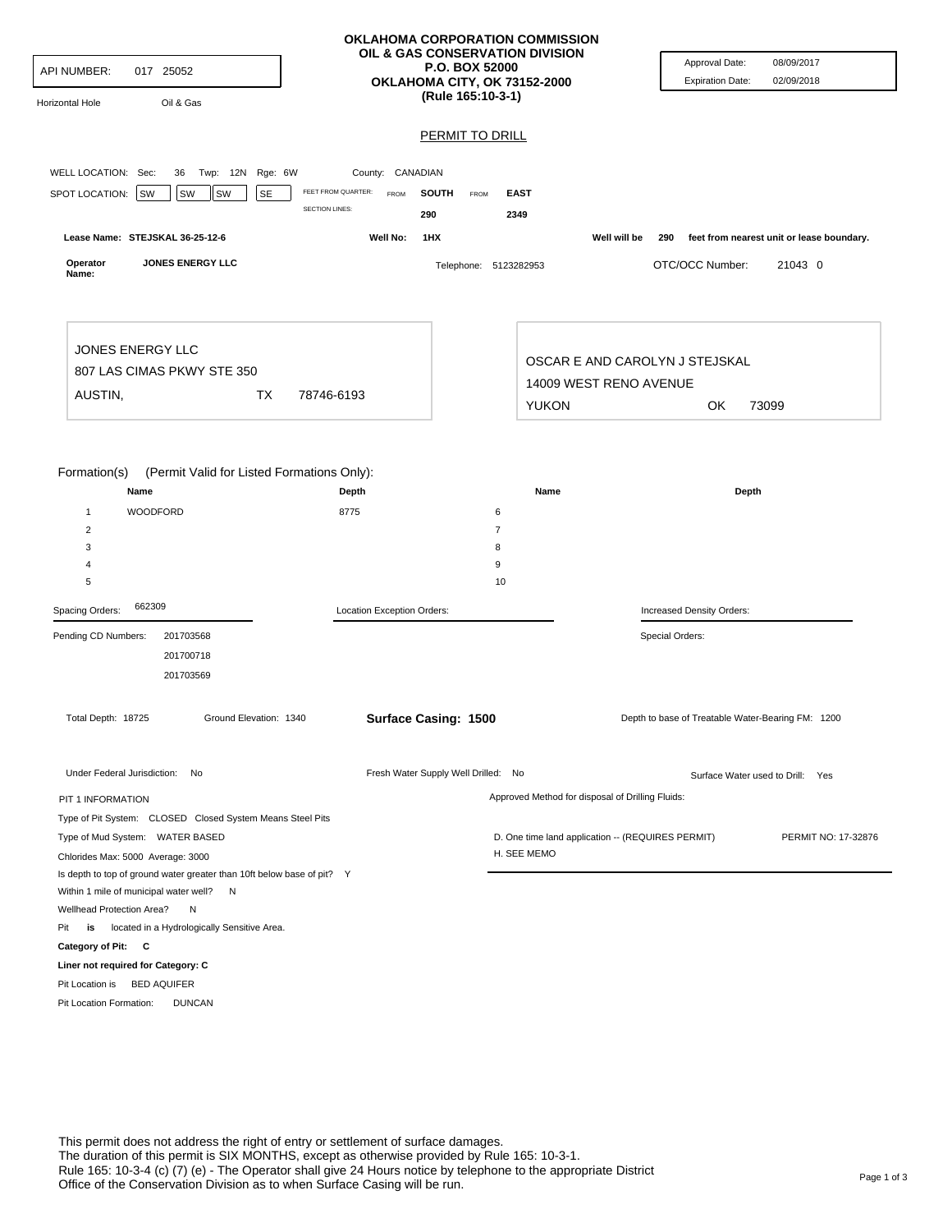API NUMBER: 017 25052

Horizontal Hole Oil & Gas

# OKLAHOMA CORPORATION COMMISSION
## OIL & GAS CONSERVATION DIVISION
P.O. BOX 52000
OKLAHOMA CITY, OK 73152-2000
(Rule 165:10-3-1)

Approval Date: 08/09/2017
Expiration Date: 02/09/2018

## PERMIT TO DRILL

WELL LOCATION: Sec: 36 Twp: 12N Rge: 6W County: CANADIAN

SPOT LOCATION: SW SW SW SE

| FEET FROM QUARTER: | FROM | SOUTH | FROM | EAST |
|---|---|---|---|---|
| SECTION LINES: | | 290 | | 2349 |

Lease Name: STEJSKAL 36-25-12-6 Well No: 1HX Well will be 290 feet from nearest unit or lease boundary.

Operator Name: JONES ENERGY LLC Telephone: 5123282953 OTC/OCC Number: 21043 0

JONES ENERGY LLC
807 LAS CIMAS PKWY STE 350
AUSTIN, TX 78746-6193

OSCAR E AND CAROLYN J STEJSKAL
14009 WEST RENO AVENUE
YUKON OK 73099

Formation(s) (Permit Valid for Listed Formations Only):

| | Name | Depth | | Name | Depth |
|---|---|---|---|---|---|
| 1 | WOODFORD | 8775 | 6 | | |
| 2 | | | 7 | | |
| 3 | | | 8 | | |
| 4 | | | 9 | | |
| 5 | | | 10 | | |

Spacing Orders: 662309

Location Exception Orders:

Increased Density Orders:

Pending CD Numbers: 201703568, 201700718, 201703569

Special Orders:

Total Depth: 18725 Ground Elevation: 1340 **Surface Casing: 1500** Depth to base of Treatable Water-Bearing FM: 1200

Under Federal Jurisdiction: No Fresh Water Supply Well Drilled: No Surface Water used to Drill: Yes

PIT 1 INFORMATION

Type of Pit System: CLOSED Closed System Means Steel Pits

Type of Mud System: WATER BASED

Chlorides Max: 5000 Average: 3000

Is depth to top of ground water greater than 10ft below base of pit? Y

Within 1 mile of municipal water well? N

Wellhead Protection Area? N

Pit **is** located in a Hydrologically Sensitive Area.

**Category of Pit: C**

**Liner not required for Category: C**

Pit Location is BED AQUIFER

Pit Location Formation: DUNCAN

Approved Method for disposal of Drilling Fluids:

D. One time land application -- (REQUIRES PERMIT) PERMIT NO: 17-32876

H. SEE MEMO

This permit does not address the right of entry or settlement of surface damages.
The duration of this permit is SIX MONTHS, except as otherwise provided by Rule 165: 10-3-1.
Rule 165: 10-3-4 (c) (7) (e) - The Operator shall give 24 Hours notice by telephone to the appropriate District Office of the Conservation Division as to when Surface Casing will be run.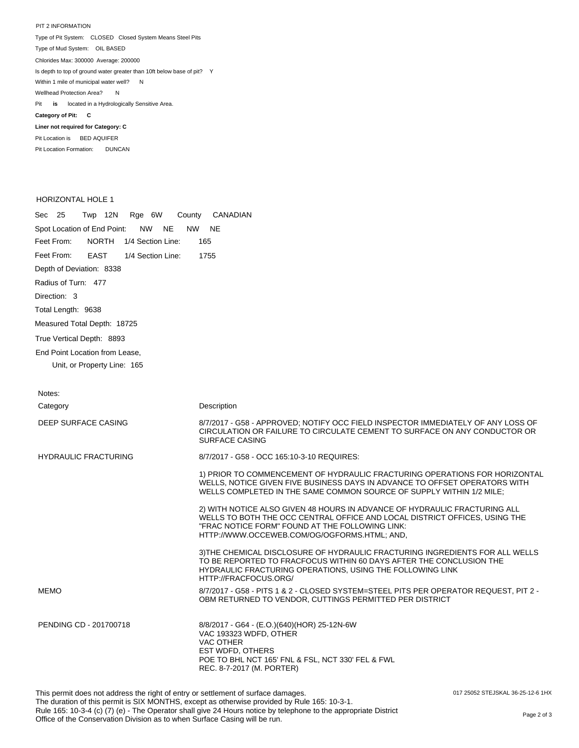PIT 2 INFORMATION

Type of Pit System: CLOSED Closed System Means Steel Pits

Type of Mud System: OIL BASED

Chlorides Max: 300000 Average: 200000

Is depth to top of ground water greater than 10ft below base of pit? Y

Within 1 mile of municipal water well? N

Wellhead Protection Area? N

Pit **is** located in a Hydrologically Sensitive Area.

**Category of Pit: C**

**Liner not required for Category: C**

Pit Location is BED AQUIFER

Pit Location Formation: DUNCAN

HORIZONTAL HOLE 1

Sec 25 Twp 12N Rge 6W County CANADIAN

Spot Location of End Point: NW NE NW NE

Feet From: NORTH 1/4 Section Line: 165

Feet From: EAST 1/4 Section Line: 1755

Depth of Deviation: 8338

Radius of Turn: 477

Direction: 3

Total Length: 9638

Measured Total Depth: 18725

True Vertical Depth: 8893

End Point Location from Lease,
Unit, or Property Line: 165

Notes:

| Category | Description |
|---|---|
| DEEP SURFACE CASING | 8/7/2017 - G58 - APPROVED; NOTIFY OCC FIELD INSPECTOR IMMEDIATELY OF ANY LOSS OF CIRCULATION OR FAILURE TO CIRCULATE CEMENT TO SURFACE ON ANY CONDUCTOR OR SURFACE CASING |
| HYDRAULIC FRACTURING | 8/7/2017 - G58 - OCC 165:10-3-10 REQUIRES:<br><br>1) PRIOR TO COMMENCEMENT OF HYDRAULIC FRACTURING OPERATIONS FOR HORIZONTAL WELLS, NOTICE GIVEN FIVE BUSINESS DAYS IN ADVANCE TO OFFSET OPERATORS WITH WELLS COMPLETED IN THE SAME COMMON SOURCE OF SUPPLY WITHIN 1/2 MILE;<br><br>2) WITH NOTICE ALSO GIVEN 48 HOURS IN ADVANCE OF HYDRAULIC FRACTURING ALL WELLS TO BOTH THE OCC CENTRAL OFFICE AND LOCAL DISTRICT OFFICES, USING THE "FRAC NOTICE FORM" FOUND AT THE FOLLOWING LINK: HTTP://WWW.OCCEWEB.COM/OG/OGFORMS.HTML; AND,<br><br>3)THE CHEMICAL DISCLOSURE OF HYDRAULIC FRACTURING INGREDIENTS FOR ALL WELLS TO BE REPORTED TO FRACFOCUS WITHIN 60 DAYS AFTER THE CONCLUSION THE HYDRAULIC FRACTURING OPERATIONS, USING THE FOLLOWING LINK HTTP://FRACFOCUS.ORG/ |
| MEMO | 8/7/2017 - G58 - PITS 1 & 2 - CLOSED SYSTEM=STEEL PITS PER OPERATOR REQUEST, PIT 2 - OBM RETURNED TO VENDOR, CUTTINGS PERMITTED PER DISTRICT |
| PENDING CD - 201700718 | 8/8/2017 - G64 - (E.O.)(640)(HOR) 25-12N-6W<br>VAC 193323 WDFD, OTHER<br>VAC OTHER<br>EST WDFD, OTHERS<br>POE TO BHL NCT 165' FNL & FSL, NCT 330' FEL & FWL<br>REC. 8-7-2017 (M. PORTER) |

This permit does not address the right of entry or settlement of surface damages.
The duration of this permit is SIX MONTHS, except as otherwise provided by Rule 165: 10-3-1.
Rule 165: 10-3-4 (c) (7) (e) - The Operator shall give 24 Hours notice by telephone to the appropriate District Office of the Conservation Division as to when Surface Casing will be run.

017 25052 STEJSKAL 36-25-12-6 1HX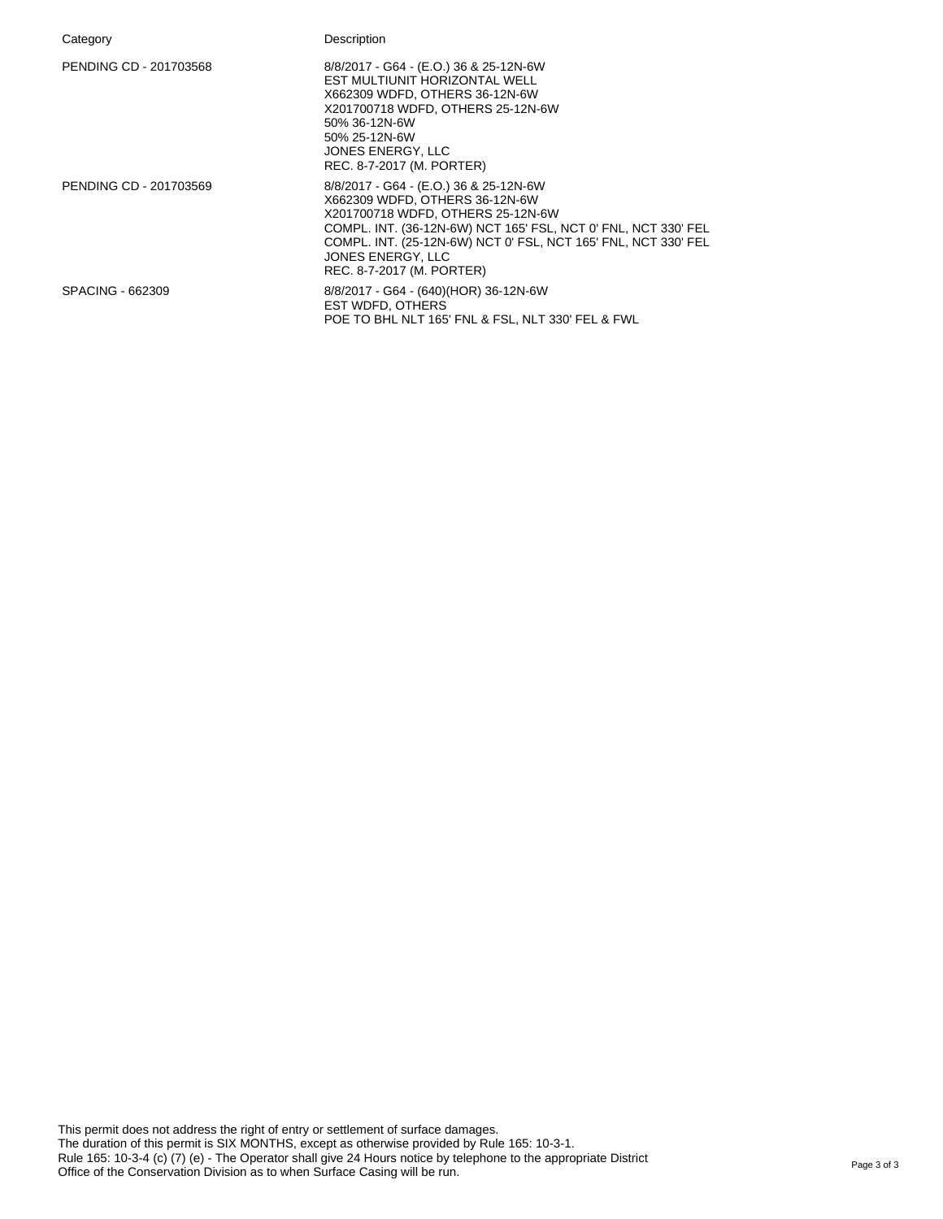| Category | Description |
| --- | --- |
| PENDING CD - 201703568 | 8/8/2017 - G64 - (E.O.) 36 & 25-12N-6W<br>EST MULTIUNIT HORIZONTAL WELL<br>X662309 WDFD, OTHERS 36-12N-6W<br>X201700718 WDFD, OTHERS 25-12N-6W<br>50% 36-12N-6W<br>50% 25-12N-6W<br>JONES ENERGY, LLC<br>REC. 8-7-2017 (M. PORTER) |
| PENDING CD - 201703569 | 8/8/2017 - G64 - (E.O.) 36 & 25-12N-6W<br>X662309 WDFD, OTHERS 36-12N-6W<br>X201700718 WDFD, OTHERS 25-12N-6W<br>COMPL. INT. (36-12N-6W) NCT 165' FSL, NCT 0' FNL, NCT 330' FEL<br>COMPL. INT. (25-12N-6W) NCT 0' FSL, NCT 165' FNL, NCT 330' FEL<br>JONES ENERGY, LLC<br>REC. 8-7-2017 (M. PORTER) |
| SPACING - 662309 | 8/8/2017 - G64 - (640)(HOR) 36-12N-6W<br>EST WDFD, OTHERS<br>POE TO BHL NLT 165' FNL & FSL, NLT 330' FEL & FWL |

This permit does not address the right of entry or settlement of surface damages.
The duration of this permit is SIX MONTHS, except as otherwise provided by Rule 165: 10-3-1.
Rule 165: 10-3-4 (c) (7) (e) - The Operator shall give 24 Hours notice by telephone to the appropriate District Office of the Conservation Division as to when Surface Casing will be run.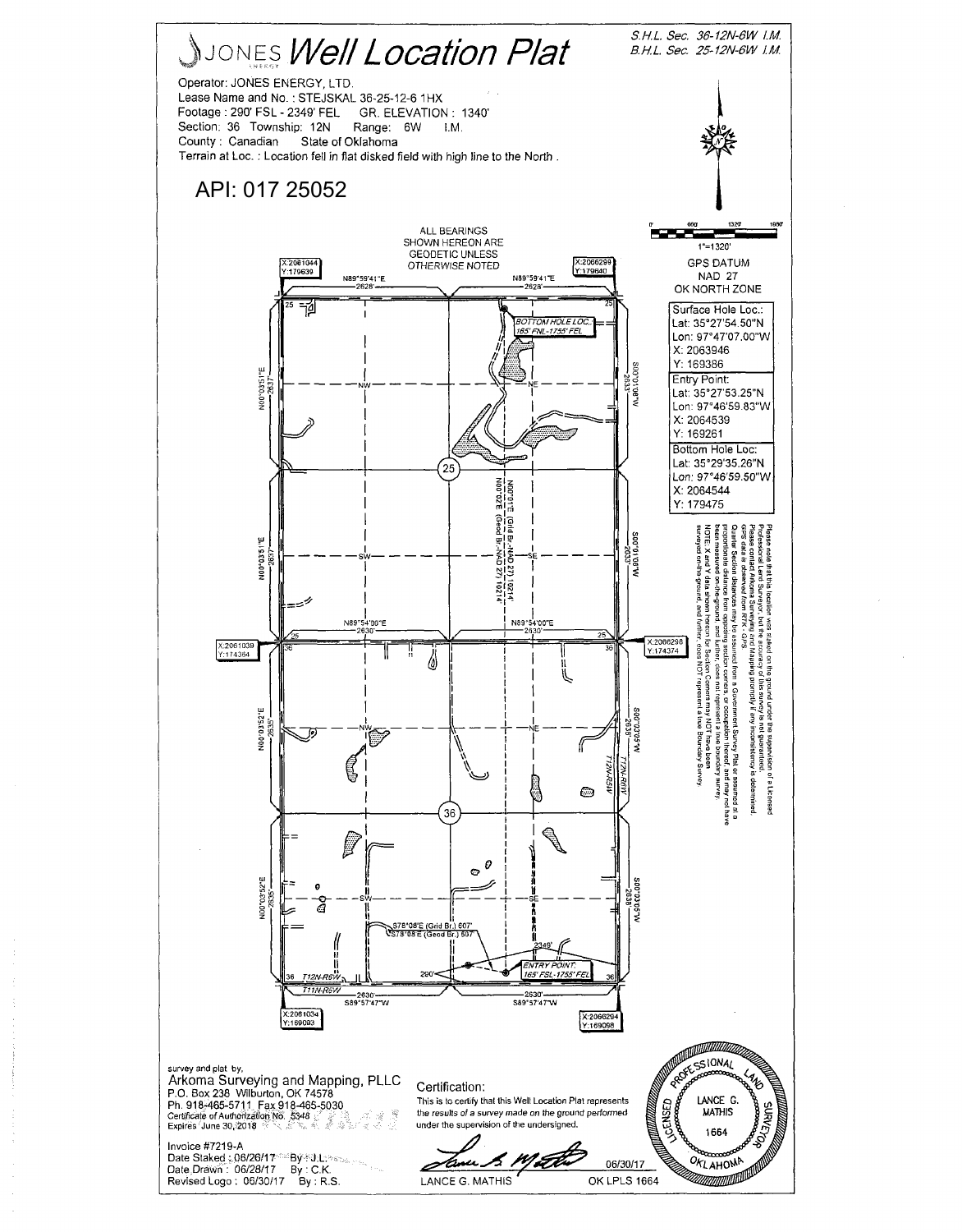S.H.L. Sec. 36-12N-6W I.M.
B.H.L. Sec. 25-12N-6W I.M.

# JONES ENERGY *Well Location Plat*

Operator: JONES ENERGY, LTD.
Lease Name and No. : STEJSKAL 36-25-12-6 1HX
Footage : 290' FSL - 2349' FEL GR. ELEVATION : 1340'
Section: 36 Township: 12N Range: 6W I.M.
County : Canadian State of Oklahoma
Terrain at Loc. : Location fell in flat disked field with high line to the North .

## API: 017 25052

ALL BEARINGS SHOWN HEREON ARE GEODETIC UNLESS OTHERWISE NOTED

0' 660' 1320' 1980'
1"=1320'

GPS DATUM
NAD 27
OK NORTH ZONE

**Surface Hole Loc.:**
Lat: 35°27'54.50"N
Lon: 97°47'07.00"W
X: 2063946
Y: 169386

**Entry Point:**
Lat: 35°27'53.25"N
Lon: 97°46'59.83"W
X: 2064539
Y: 169261

**Bottom Hole Loc:**
Lat: 35°29'35.26"N
Lon: 97°46'59.50"W
X: 2064544
Y: 179475

X:2061044
Y:179639

N89°59'41"E
2628'

N89°59'41"E
2628'

X:2066299
Y:179640

25

BOTTOM HOLE LOC.:
165' FNL-1755' FEL

N00°03'51"E
2637'

S00°01'06"W
2633'

NW

NE

25

N00°01'E (Grid Br.-NAD 27) 10214'
N00°02'E (Geod Br.-NAD 27) 10214'

SW

SE

N00°03'51"E
2637'

S00°01'06"W
2633'

N89°54'00"E
2630'

N89°54'00"E
2630'

X:2061039
Y:174364

X:2066298
Y:174374

36

N00°03'52"E
2635'

S00°03'05"W
2638'

T12N-R5W
T12N-R6W

NW

NE

SW

SE

N00°03'52"E
2635'

S00°03'05"W
2638'

S78°08'E (Grid Br.) 607'
S78°08'E (Geod Br.) 607'

2349'

290'

ENTRY POINT:
165' FSL-1755' FEL

T12N-R6W
T11N-R6W

2630'
S89°57'47"W

2630'
S89°57'47"W

X:2061034
Y:169093

X:2066294
Y:169098

Please note that this location was staked on the ground under the supervision of a Licensed Professional Land Surveyor, but the accuracy of this survey is not guaranteed. Please contact Arkoma Surveying and Mapping promptly if any inconsistency is determined. GPS data is observed from RTK - GPS.
Quarter Section distances may be assumed from a Government Survey Plat or assumed at a proportionate distance from opposing section corners, or occupation thereof, and may not have been measured on-the-ground, and further, does not represent a true boundary survey.
NOTE: X and Y data shown hereon for Section Corners may NOT have been surveyed on-the-ground, and further, does NOT represent a true Boundary Survey.

survey and plat by,
Arkoma Surveying and Mapping, PLLC
P.O. Box 238 Wilburton, OK 74578
Ph. 918-465-5711 Fax 918-465-5030
Certificate of Authorization No. 5348
Expires June 30, 2018

Invoice #7219-A
Date Staked : 06/26/17 By : J.L.
Date Drawn : 06/28/17 By : C.K.
Revised Logo : 06/30/17 By : R.S.

Certification:
*This is to certify that this Well Location Plat represents the results of a survey made on the ground performed under the supervision of the undersigned.*

06/30/17

LANCE G. MATHIS OK LPLS 1664

LICENSED PROFESSIONAL LAND SURVEYOR
LANCE G. MATHIS
1664
OKLAHOMA